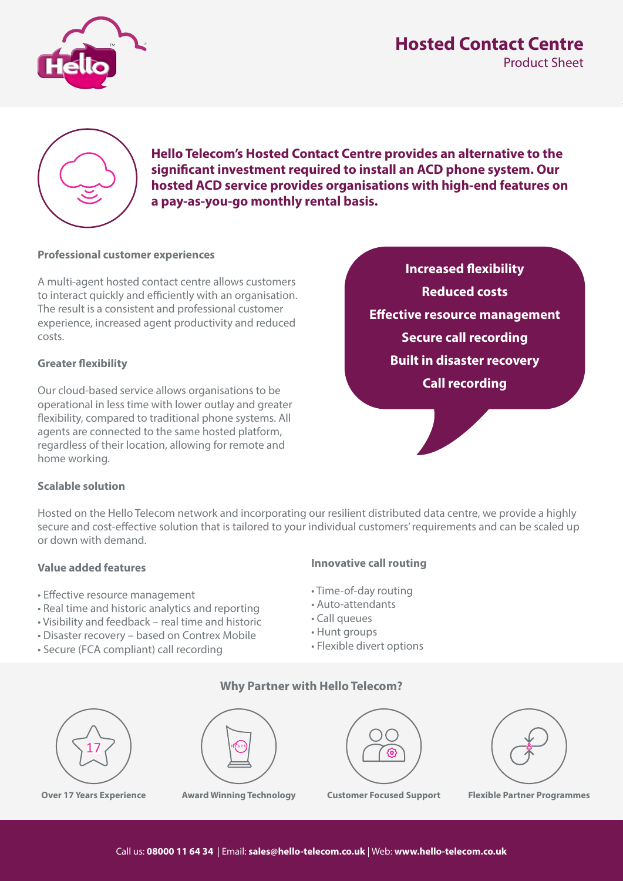# Hosted Contact Centre

Product Sheet

**Hello Telecom's Hosted Contact Centre provides an alternative to the significant investment required to install an ACD phone system. Our hosted ACD service provides organisations with high-end features on a pay-as-you-go monthly rental basis.**

### Professional customer experiences

A multi-agent hosted contact centre allows customers to interact quickly and efficiently with an organisation. The result is a consistent and professional customer experience, increased agent productivity and reduced costs.

### Greater flexibility

Our cloud-based service allows organisations to be operational in less time with lower outlay and greater flexibility, compared to traditional phone systems. All agents are connected to the same hosted platform, regardless of their location, allowing for remote and home working.

**Increased flexibility**
**Reduced costs**
**Effective resource management**
**Secure call recording**
**Built in disaster recovery**
**Call recording**

### Scalable solution

Hosted on the Hello Telecom network and incorporating our resilient distributed data centre, we provide a highly secure and cost-effective solution that is tailored to your individual customers' requirements and can be scaled up or down with demand.

### Value added features

- Effective resource management
- Real time and historic analytics and reporting
- Visibility and feedback – real time and historic
- Disaster recovery – based on Contrex Mobile
- Secure (FCA compliant) call recording

### Innovative call routing

- Time-of-day routing
- Auto-attendants
- Call queues
- Hunt groups
- Flexible divert options

### Why Partner with Hello Telecom?

- **Over 17 Years Experience**
- **Award Winning Technology**
- **Customer Focused Support**
- **Flexible Partner Programmes**

Call us: **08000 11 64 34** | Email: **sales@hello-telecom.co.uk** | Web: **www.hello-telecom.co.uk**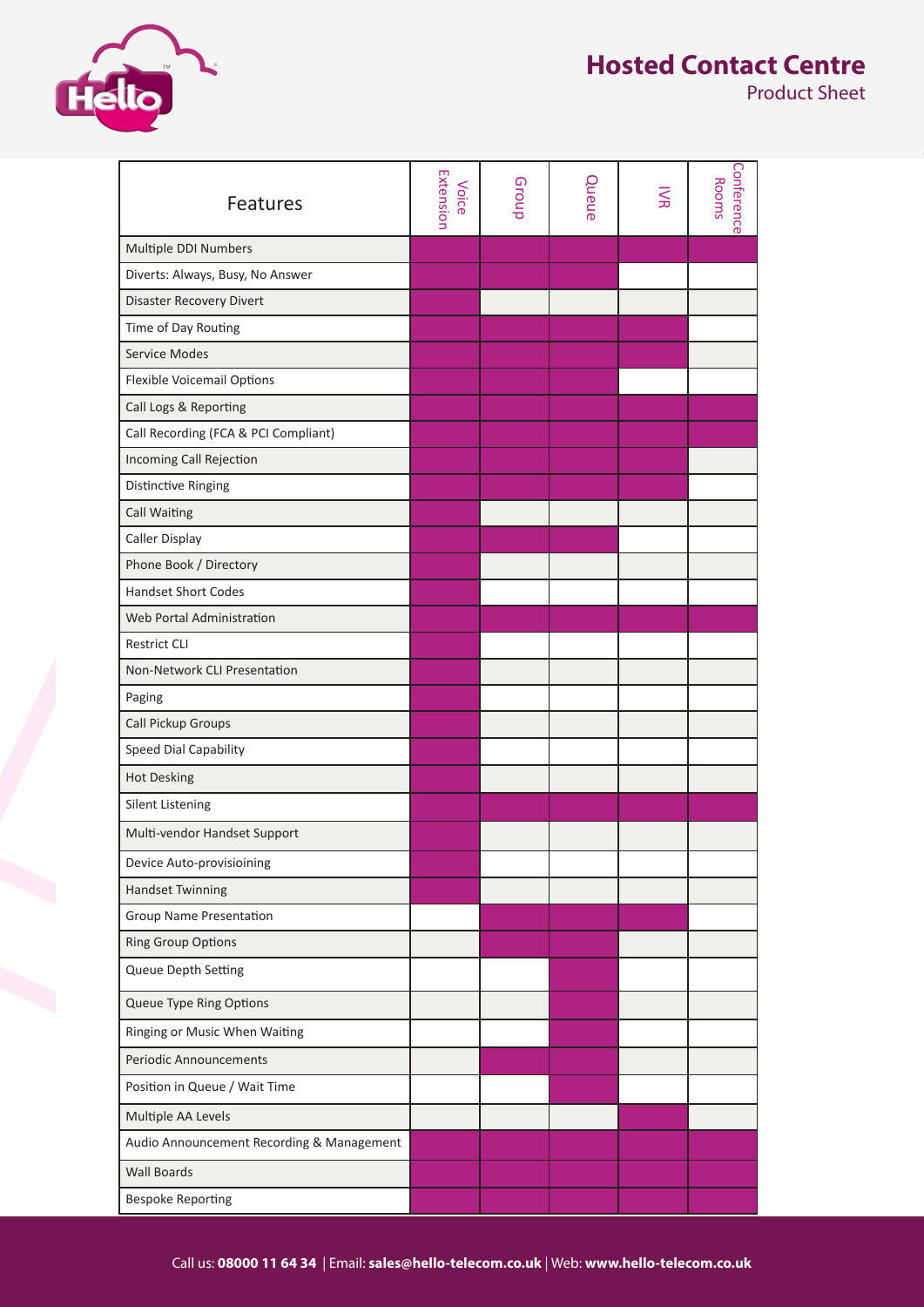# Hosted Contact Centre

Product Sheet

| Features | Voice Extension | Group | Queue | IVR | Conference Rooms |
|---|---|---|---|---|---|
| Multiple DDI Numbers | ■ | ■ | ■ | ■ | ■ |
| Diverts: Always, Busy, No Answer | ■ | ■ | ■ | | |
| Disaster Recovery Divert | ■ | | | | |
| Time of Day Routing | ■ | ■ | ■ | ■ | |
| Service Modes | ■ | ■ | ■ | ■ | |
| Flexible Voicemail Options | ■ | ■ | ■ | | |
| Call Logs & Reporting | ■ | ■ | ■ | ■ | ■ |
| Call Recording (FCA & PCI Compliant) | ■ | ■ | ■ | ■ | ■ |
| Incoming Call Rejection | ■ | ■ | ■ | ■ | |
| Distinctive Ringing | ■ | ■ | ■ | ■ | |
| Call Waiting | ■ | | | | |
| Caller Display | ■ | ■ | ■ | | |
| Phone Book / Directory | ■ | | | | |
| Handset Short Codes | ■ | | | | |
| Web Portal Administration | ■ | ■ | ■ | ■ | ■ |
| Restrict CLI | ■ | | | | |
| Non-Network CLI Presentation | ■ | | | | |
| Paging | ■ | | | | |
| Call Pickup Groups | ■ | | | | |
| Speed Dial Capability | ■ | | | | |
| Hot Desking | ■ | | | | |
| Silent Listening | ■ | ■ | ■ | ■ | ■ |
| Multi-vendor Handset Support | ■ | | | | |
| Device Auto-provisioining | ■ | | | | |
| Handset Twinning | ■ | | | | |
| Group Name Presentation | | ■ | ■ | ■ | |
| Ring Group Options | | ■ | ■ | | |
| Queue Depth Setting | | | ■ | | |
| Queue Type Ring Options | | | ■ | | |
| Ringing or Music When Waiting | | | ■ | | |
| Periodic Announcements | | ■ | ■ | | |
| Position in Queue / Wait Time | | | ■ | | |
| Multiple AA Levels | | | | ■ | |
| Audio Announcement Recording & Management | ■ | ■ | ■ | ■ | ■ |
| Wall Boards | ■ | ■ | ■ | ■ | ■ |
| Bespoke Reporting | ■ | ■ | ■ | ■ | ■ |

Call us: **08000 11 64 34** | Email: **sales@hello-telecom.co.uk** | Web: **www.hello-telecom.co.uk**